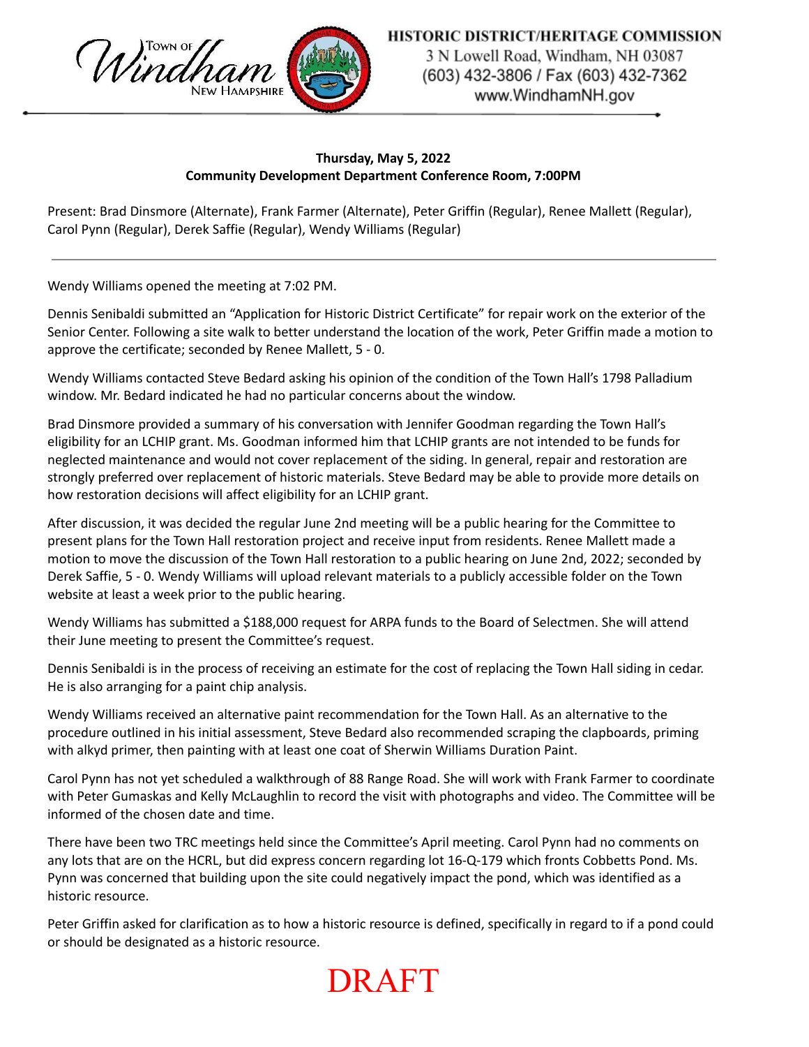Town of Windham New Hampshire

**HISTORIC DISTRICT/HERITAGE COMMISSION**
3 N Lowell Road, Windham, NH 03087
(603) 432-3806 / Fax (603) 432-7362
www.WindhamNH.gov

**Thursday, May 5, 2022**
**Community Development Department Conference Room, 7:00PM**

Present: Brad Dinsmore (Alternate), Frank Farmer (Alternate), Peter Griffin (Regular), Renee Mallett (Regular), Carol Pynn (Regular), Derek Saffie (Regular), Wendy Williams (Regular)

---

Wendy Williams opened the meeting at 7:02 PM.

Dennis Senibaldi submitted an "Application for Historic District Certificate" for repair work on the exterior of the Senior Center. Following a site walk to better understand the location of the work, Peter Griffin made a motion to approve the certificate; seconded by Renee Mallett, 5 - 0.

Wendy Williams contacted Steve Bedard asking his opinion of the condition of the Town Hall's 1798 Palladium window. Mr. Bedard indicated he had no particular concerns about the window.

Brad Dinsmore provided a summary of his conversation with Jennifer Goodman regarding the Town Hall's eligibility for an LCHIP grant. Ms. Goodman informed him that LCHIP grants are not intended to be funds for neglected maintenance and would not cover replacement of the siding. In general, repair and restoration are strongly preferred over replacement of historic materials. Steve Bedard may be able to provide more details on how restoration decisions will affect eligibility for an LCHIP grant.

After discussion, it was decided the regular June 2nd meeting will be a public hearing for the Committee to present plans for the Town Hall restoration project and receive input from residents. Renee Mallett made a motion to move the discussion of the Town Hall restoration to a public hearing on June 2nd, 2022; seconded by Derek Saffie, 5 - 0. Wendy Williams will upload relevant materials to a publicly accessible folder on the Town website at least a week prior to the public hearing.

Wendy Williams has submitted a $188,000 request for ARPA funds to the Board of Selectmen. She will attend their June meeting to present the Committee's request.

Dennis Senibaldi is in the process of receiving an estimate for the cost of replacing the Town Hall siding in cedar. He is also arranging for a paint chip analysis.

Wendy Williams received an alternative paint recommendation for the Town Hall. As an alternative to the procedure outlined in his initial assessment, Steve Bedard also recommended scraping the clapboards, priming with alkyd primer, then painting with at least one coat of Sherwin Williams Duration Paint.

Carol Pynn has not yet scheduled a walkthrough of 88 Range Road. She will work with Frank Farmer to coordinate with Peter Gumaskas and Kelly McLaughlin to record the visit with photographs and video. The Committee will be informed of the chosen date and time.

There have been two TRC meetings held since the Committee's April meeting. Carol Pynn had no comments on any lots that are on the HCRL, but did express concern regarding lot 16-Q-179 which fronts Cobbetts Pond. Ms. Pynn was concerned that building upon the site could negatively impact the pond, which was identified as a historic resource.

Peter Griffin asked for clarification as to how a historic resource is defined, specifically in regard to if a pond could or should be designated as a historic resource.

DRAFT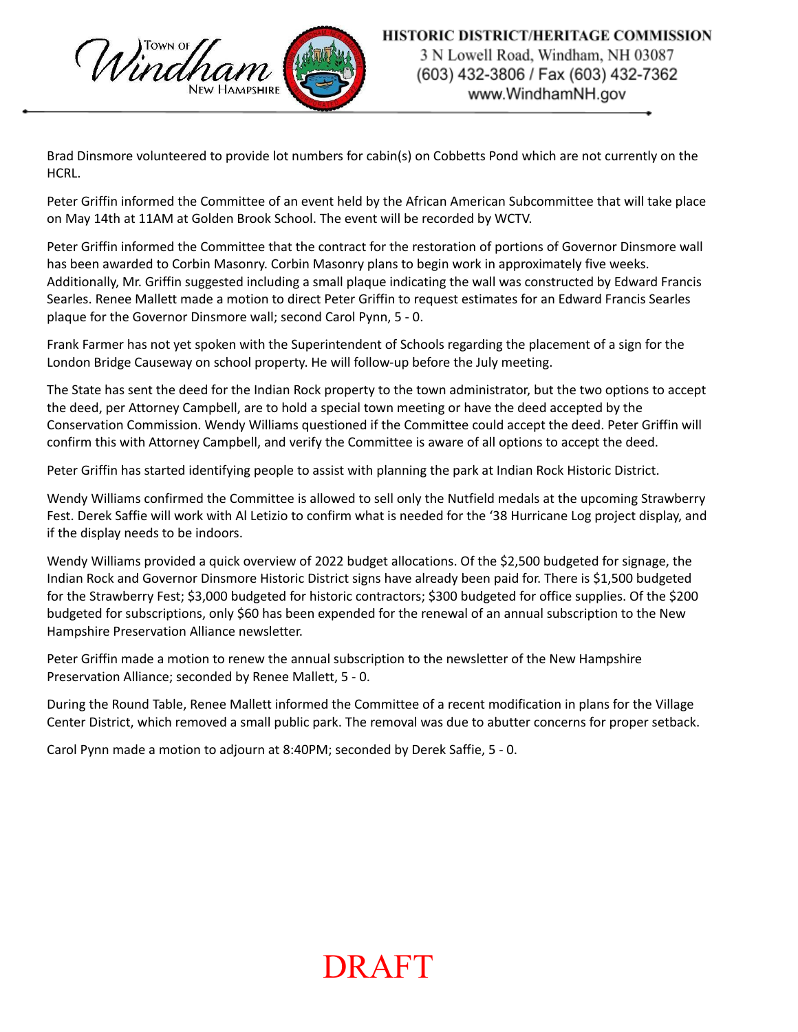Brad Dinsmore volunteered to provide lot numbers for cabin(s) on Cobbetts Pond which are not currently on the HCRL.

Peter Griffin informed the Committee of an event held by the African American Subcommittee that will take place on May 14th at 11AM at Golden Brook School. The event will be recorded by WCTV.

Peter Griffin informed the Committee that the contract for the restoration of portions of Governor Dinsmore wall has been awarded to Corbin Masonry. Corbin Masonry plans to begin work in approximately five weeks. Additionally, Mr. Griffin suggested including a small plaque indicating the wall was constructed by Edward Francis Searles. Renee Mallett made a motion to direct Peter Griffin to request estimates for an Edward Francis Searles plaque for the Governor Dinsmore wall; second Carol Pynn, 5 - 0.

Frank Farmer has not yet spoken with the Superintendent of Schools regarding the placement of a sign for the London Bridge Causeway on school property. He will follow-up before the July meeting.

The State has sent the deed for the Indian Rock property to the town administrator, but the two options to accept the deed, per Attorney Campbell, are to hold a special town meeting or have the deed accepted by the Conservation Commission. Wendy Williams questioned if the Committee could accept the deed. Peter Griffin will confirm this with Attorney Campbell, and verify the Committee is aware of all options to accept the deed.

Peter Griffin has started identifying people to assist with planning the park at Indian Rock Historic District.

Wendy Williams confirmed the Committee is allowed to sell only the Nutfield medals at the upcoming Strawberry Fest. Derek Saffie will work with Al Letizio to confirm what is needed for the '38 Hurricane Log project display, and if the display needs to be indoors.

Wendy Williams provided a quick overview of 2022 budget allocations. Of the $2,500 budgeted for signage, the Indian Rock and Governor Dinsmore Historic District signs have already been paid for. There is $1,500 budgeted for the Strawberry Fest; $3,000 budgeted for historic contractors; $300 budgeted for office supplies. Of the $200 budgeted for subscriptions, only $60 has been expended for the renewal of an annual subscription to the New Hampshire Preservation Alliance newsletter.

Peter Griffin made a motion to renew the annual subscription to the newsletter of the New Hampshire Preservation Alliance; seconded by Renee Mallett, 5 - 0.

During the Round Table, Renee Mallett informed the Committee of a recent modification in plans for the Village Center District, which removed a small public park. The removal was due to abutter concerns for proper setback.

Carol Pynn made a motion to adjourn at 8:40PM; seconded by Derek Saffie, 5 - 0.

DRAFT